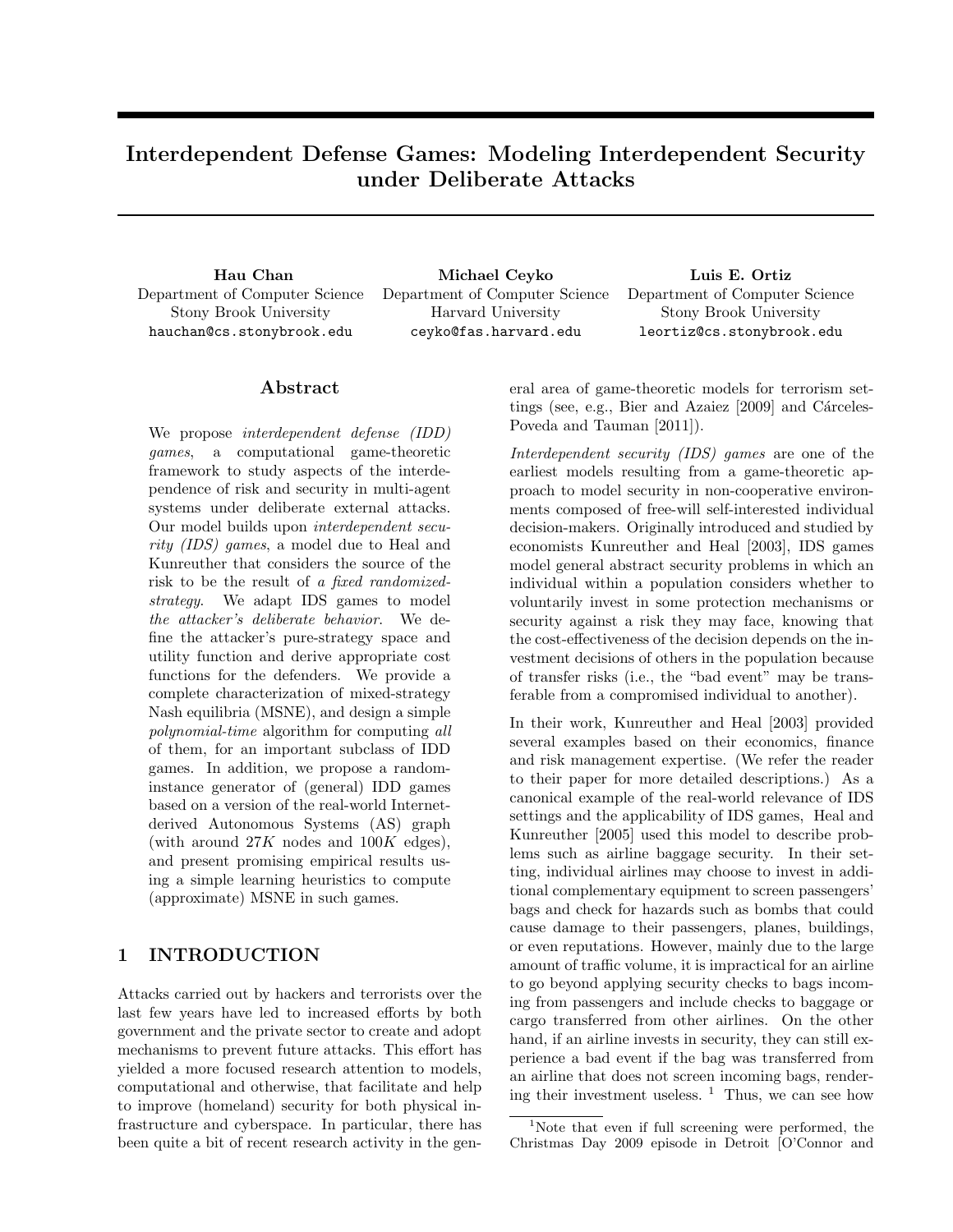# Interdependent Defense Games: Modeling Interdependent Security under Deliberate Attacks

**Hau Chan**
Department of Computer Science
Stony Brook University
hauchan@cs.stonybrook.edu

**Michael Ceyko**
Department of Computer Science
Harvard University
ceyko@fas.harvard.edu

**Luis E. Ortiz**
Department of Computer Science
Stony Brook University
leortiz@cs.stonybrook.edu

## Abstract

We propose *interdependent defense (IDD) games*, a computational game-theoretic framework to study aspects of the interdependence of risk and security in multi-agent systems under deliberate external attacks. Our model builds upon *interdependent security (IDS) games*, a model due to Heal and Kunreuther that considers the source of the risk to be the result of *a fixed randomized-strategy*. We adapt IDS games to model *the attacker's deliberate behavior*. We define the attacker's pure-strategy space and utility function and derive appropriate cost functions for the defenders. We provide a complete characterization of mixed-strategy Nash equilibria (MSNE), and design a simple *polynomial-time* algorithm for computing *all* of them, for an important subclass of IDD games. In addition, we propose a random-instance generator of (general) IDD games based on a version of the real-world Internet-derived Autonomous Systems (AS) graph (with around $27K$ nodes and $100K$ edges), and present promising empirical results using a simple learning heuristics to compute (approximate) MSNE in such games.

## 1 INTRODUCTION

Attacks carried out by hackers and terrorists over the last few years have led to increased efforts by both government and the private sector to create and adopt mechanisms to prevent future attacks. This effort has yielded a more focused research attention to models, computational and otherwise, that facilitate and help to improve (homeland) security for both physical infrastructure and cyberspace. In particular, there has been quite a bit of recent research activity in the general area of game-theoretic models for terrorism settings (see, e.g., Bier and Azaiez [2009] and Cárceles-Poveda and Tauman [2011]).

*Interdependent security (IDS) games* are one of the earliest models resulting from a game-theoretic approach to model security in non-cooperative environments composed of free-will self-interested individual decision-makers. Originally introduced and studied by economists Kunreuther and Heal [2003], IDS games model general abstract security problems in which an individual within a population considers whether to voluntarily invest in some protection mechanisms or security against a risk they may face, knowing that the cost-effectiveness of the decision depends on the investment decisions of others in the population because of transfer risks (i.e., the "bad event" may be transferable from a compromised individual to another).

In their work, Kunreuther and Heal [2003] provided several examples based on their economics, finance and risk management expertise. (We refer the reader to their paper for more detailed descriptions.) As a canonical example of the real-world relevance of IDS settings and the applicability of IDS games, Heal and Kunreuther [2005] used this model to describe problems such as airline baggage security. In their setting, individual airlines may choose to invest in additional complementary equipment to screen passengers' bags and check for hazards such as bombs that could cause damage to their passengers, planes, buildings, or even reputations. However, mainly due to the large amount of traffic volume, it is impractical for an airline to go beyond applying security checks to bags incoming from passengers and include checks to baggage or cargo transferred from other airlines. On the other hand, if an airline invests in security, they can still experience a bad event if the bag was transferred from an airline that does not screen incoming bags, rendering their investment useless. [1] Thus, we can see how

[1] Note that even if full screening were performed, the Christmas Day 2009 episode in Detroit [O'Connor and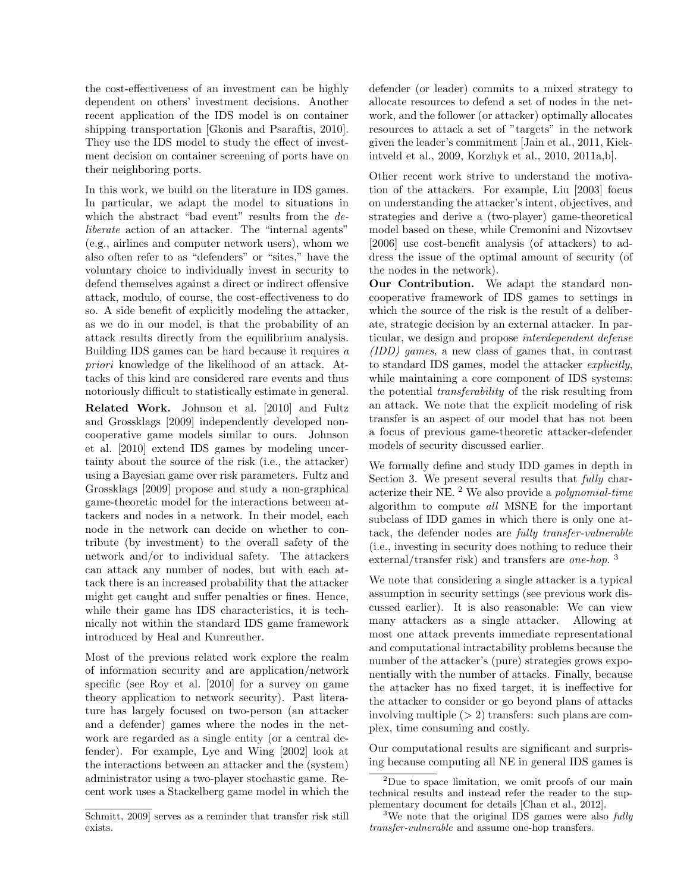the cost-effectiveness of an investment can be highly dependent on others' investment decisions. Another recent application of the IDS model is on container shipping transportation [Gkonis and Psaraftis, 2010]. They use the IDS model to study the effect of investment decision on container screening of ports have on their neighboring ports.

In this work, we build on the literature in IDS games. In particular, we adapt the model to situations in which the abstract "bad event" results from the *deliberate* action of an attacker. The "internal agents" (e.g., airlines and computer network users), whom we also often refer to as "defenders" or "sites," have the voluntary choice to individually invest in security to defend themselves against a direct or indirect offensive attack, modulo, of course, the cost-effectiveness to do so. A side benefit of explicitly modeling the attacker, as we do in our model, is that the probability of an attack results directly from the equilibrium analysis. Building IDS games can be hard because it requires *a priori* knowledge of the likelihood of an attack. Attacks of this kind are considered rare events and thus notoriously difficult to statistically estimate in general.

**Related Work.** Johnson et al. [2010] and Fultz and Grossklags [2009] independently developed noncooperative game models similar to ours. Johnson et al. [2010] extend IDS games by modeling uncertainty about the source of the risk (i.e., the attacker) using a Bayesian game over risk parameters. Fultz and Grossklags [2009] propose and study a non-graphical game-theoretic model for the interactions between attackers and nodes in a network. In their model, each node in the network can decide on whether to contribute (by investment) to the overall safety of the network and/or to individual safety. The attackers can attack any number of nodes, but with each attack there is an increased probability that the attacker might get caught and suffer penalties or fines. Hence, while their game has IDS characteristics, it is technically not within the standard IDS game framework introduced by Heal and Kunreuther.

Most of the previous related work explore the realm of information security and are application/network specific (see Roy et al. [2010] for a survey on game theory application to network security). Past literature has largely focused on two-person (an attacker and a defender) games where the nodes in the network are regarded as a single entity (or a central defender). For example, Lye and Wing [2002] look at the interactions between an attacker and the (system) administrator using a two-player stochastic game. Recent work uses a Stackelberg game model in which the defender (or leader) commits to a mixed strategy to allocate resources to defend a set of nodes in the network, and the follower (or attacker) optimally allocates resources to attack a set of "targets" in the network given the leader's commitment [Jain et al., 2011, Kiekintveld et al., 2009, Korzhyk et al., 2010, 2011a,b].

Other recent work strive to understand the motivation of the attackers. For example, Liu [2003] focus on understanding the attacker's intent, objectives, and strategies and derive a (two-player) game-theoretical model based on these, while Cremonini and Nizovtsev [2006] use cost-benefit analysis (of attackers) to address the issue of the optimal amount of security (of the nodes in the network).

**Our Contribution.** We adapt the standard noncooperative framework of IDS games to settings in which the source of the risk is the result of a deliberate, strategic decision by an external attacker. In particular, we design and propose *interdependent defense (IDD) games*, a new class of games that, in contrast to standard IDS games, model the attacker *explicitly*, while maintaining a core component of IDS systems: the potential *transferability* of the risk resulting from an attack. We note that the explicit modeling of risk transfer is an aspect of our model that has not been a focus of previous game-theoretic attacker-defender models of security discussed earlier.

We formally define and study IDD games in depth in Section 3. We present several results that *fully* characterize their NE. [2] We also provide a *polynomial-time* algorithm to compute *all* MSNE for the important subclass of IDD games in which there is only one attack, the defender nodes are *fully transfer-vulnerable* (i.e., investing in security does nothing to reduce their external/transfer risk) and transfers are *one-hop*. [3]

We note that considering a single attacker is a typical assumption in security settings (see previous work discussed earlier). It is also reasonable: We can view many attackers as a single attacker. Allowing at most one attack prevents immediate representational and computational intractability problems because the number of the attacker's (pure) strategies grows exponentially with the number of attacks. Finally, because the attacker has no fixed target, it is ineffective for the attacker to consider or go beyond plans of attacks involving multiple ($> 2$) transfers: such plans are complex, time consuming and costly.

Our computational results are significant and surprising because computing all NE in general IDS games is

Schmitt, 2009] serves as a reminder that transfer risk still exists.

[2] Due to space limitation, we omit proofs of our main technical results and instead refer the reader to the supplementary document for details [Chan et al., 2012].

[3] We note that the original IDS games were also *fully transfer-vulnerable* and assume one-hop transfers.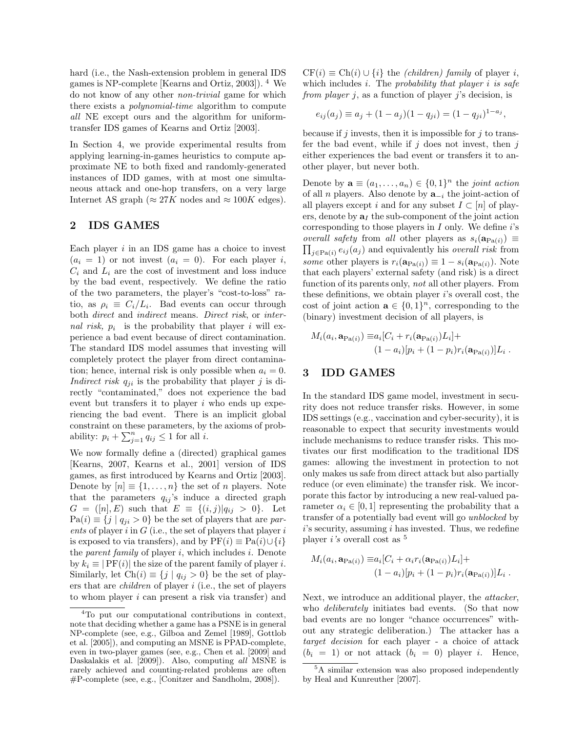hard (i.e., the Nash-extension problem in general IDS games is NP-complete [Kearns and Ortiz, 2003]). [4] We do not know of any other *non-trivial* game for which there exists a *polynomial-time* algorithm to compute *all* NE except ours and the algorithm for uniform-transfer IDS games of Kearns and Ortiz [2003].

In Section 4, we provide experimental results from applying learning-in-games heuristics to compute approximate NE to both fixed and randomly-generated instances of IDD games, with at most one simultaneous attack and one-hop transfers, on a very large Internet AS graph ($\approx 27K$ nodes and $\approx 100K$ edges).

## 2 IDS GAMES

Each player $i$ in an IDS game has a choice to invest ($a_i = 1$) or not invest ($a_i = 0$). For each player $i$, $C_i$ and $L_i$ are the cost of investment and loss induce by the bad event, respectively. We define the ratio of the two parameters, the player's "cost-to-loss" ratio, as $\rho_i \equiv C_i/L_i$. Bad events can occur through both *direct* and *indirect* means. *Direct risk*, or *internal risk*, $p_i$ is the probability that player $i$ will experience a bad event because of direct contamination. The standard IDS model assumes that investing will completely protect the player from direct contamination; hence, internal risk is only possible when $a_i = 0$. *Indirect risk* $q_{ji}$ is the probability that player $j$ is directly "contaminated," does not experience the bad event but transfers it to player $i$ who ends up experiencing the bad event. There is an implicit global constraint on these parameters, by the axioms of probability: $p_i + \sum_{j=1}^{n} q_{ij} \leq 1$ for all $i$.

We now formally define a (directed) graphical games [Kearns, 2007, Kearns et al., 2001] version of IDS games, as first introduced by Kearns and Ortiz [2003]. Denote by $[n] \equiv \{1, \ldots, n\}$ the set of $n$ players. Note that the parameters $q_{ij}$'s induce a directed graph $G = ([n], E)$ such that $E \equiv \{(i, j) | q_{ij} > 0\}$. Let $\mathrm{Pa}(i) \equiv \{j \mid q_{ji} > 0\}$ be the set of players that are *parents* of player $i$ in $G$ (i.e., the set of players that player $i$ is exposed to via transfers), and by $\mathrm{PF}(i) \equiv \mathrm{Pa}(i) \cup \{i\}$ the *parent family* of player $i$, which includes $i$. Denote by $k_i \equiv |\mathrm{PF}(i)|$ the size of the parent family of player $i$. Similarly, let $\mathrm{Ch}(i) \equiv \{j \mid q_{ij} > 0\}$ be the set of players that are *children* of player $i$ (i.e., the set of players to whom player $i$ can present a risk via transfer) and $\mathrm{CF}(i) \equiv \mathrm{Ch}(i) \cup \{i\}$ the *(children) family* of player $i$, which includes $i$. The *probability that player $i$ is safe from player $j$*, as a function of player $j$'s decision, is

$$e_{ij}(a_j) \equiv a_j + (1 - a_j)(1 - q_{ji}) = (1 - q_{ji})^{1-a_j},$$

because if $j$ invests, then it is impossible for $j$ to transfer the bad event, while if $j$ does not invest, then $j$ either experiences the bad event or transfers it to another player, but never both.

Denote by $\mathbf{a} \equiv (a_1, \ldots, a_n) \in \{0, 1\}^n$ the *joint action* of all $n$ players. Also denote by $\mathbf{a}_{-i}$ the joint-action of all players except $i$ and for any subset $I \subset [n]$ of players, denote by $\mathbf{a}_I$ the sub-component of the joint action corresponding to those players in $I$ only. We define $i$'s *overall safety* from *all* other players as $s_i(\mathbf{a}_{\mathrm{Pa}(i)}) \equiv \prod_{j \in \mathrm{Pa}(i)} e_{ij}(a_j)$ and equivalently his *overall risk* from *some* other players is $r_i(\mathbf{a}_{\mathrm{Pa}(i)}) \equiv 1 - s_i(\mathbf{a}_{\mathrm{Pa}(i)})$. Note that each players' external safety (and risk) is a direct function of its parents only, *not* all other players. From these definitions, we obtain player $i$'s overall cost, the cost of joint action $\mathbf{a} \in \{0, 1\}^n$, corresponding to the (binary) investment decision of all players, is

$$\begin{aligned} M_i(a_i, \mathbf{a}_{\mathrm{Pa}(i)}) \equiv & a_i[C_i + r_i(\mathbf{a}_{\mathrm{Pa}(i)})L_i] + \\ & (1 - a_i)[p_i + (1 - p_i)r_i(\mathbf{a}_{\mathrm{Pa}(i)})]L_i \, . \end{aligned}$$

## 3 IDD GAMES

In the standard IDS game model, investment in security does not reduce transfer risks. However, in some IDS settings (e.g., vaccination and cyber-security), it is reasonable to expect that security investments would include mechanisms to reduce transfer risks. This motivates our first modification to the traditional IDS games: allowing the investment in protection to not only makes us safe from direct attack but also partially reduce (or even eliminate) the transfer risk. We incorporate this factor by introducing a new real-valued parameter $\alpha_i \in [0, 1]$ representing the probability that a transfer of a potentially bad event will go *unblocked* by $i$'s security, assuming $i$ has invested. Thus, we redefine player *i's* overall cost as [5]

$$\begin{aligned} M_i(a_i, \mathbf{a}_{\mathrm{Pa}(i)}) \equiv & a_i[C_i + \alpha_i r_i(\mathbf{a}_{\mathrm{Pa}(i)})L_i] + \\ & (1 - a_i)[p_i + (1 - p_i)r_i(\mathbf{a}_{\mathrm{Pa}(i)})]L_i \, . \end{aligned}$$

Next, we introduce an additional player, the *attacker*, who *deliberately* initiates bad events. (So that now bad events are no longer "chance occurrences" without any strategic deliberation.) The attacker has a *target decision* for each player - a choice of attack ($b_i = 1$) or not attack ($b_i = 0$) player $i$. Hence,

---

[4] To put our computational contributions in context, note that deciding whether a game has a PSNE is in general NP-complete (see, e.g., Gilboa and Zemel [1989], Gottlob et al. [2005]), and computing an MSNE is PPAD-complete, even in two-player games (see, e.g., Chen et al. [2009] and Daskalakis et al. [2009]). Also, computing *all* MSNE is rarely achieved and counting-related problems are often #P-complete (see, e.g., [Conitzer and Sandholm, 2008]).

[5] A similar extension was also proposed independently by Heal and Kunreuther [2007].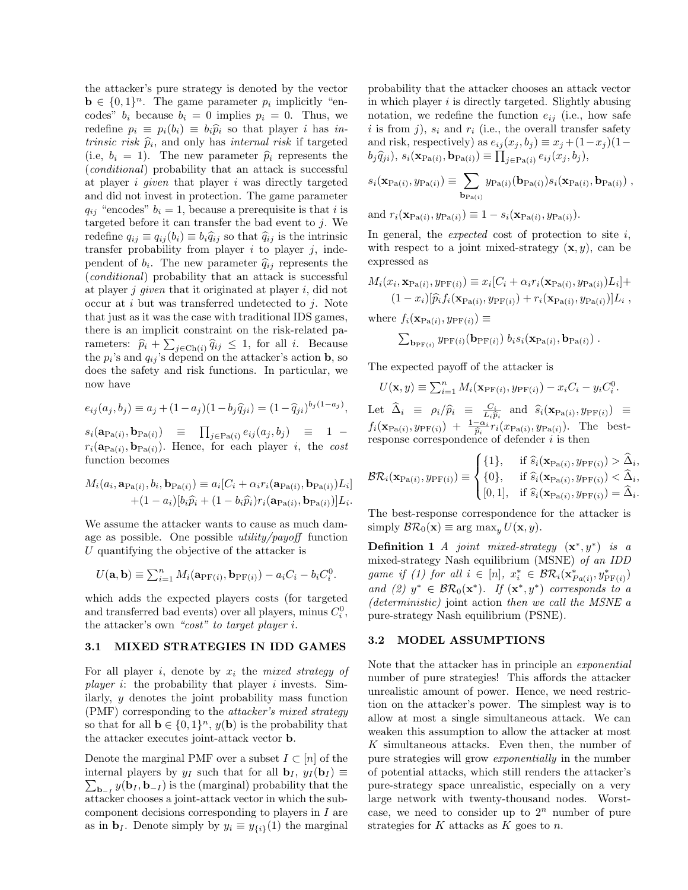the attacker's pure strategy is denoted by the vector $\mathbf{b} \in \{0,1\}^n$. The game parameter $p_i$ implicitly "encodes" $b_i$ because $b_i = 0$ implies $p_i = 0$. Thus, we redefine $p_i \equiv p_i(b_i) \equiv b_i \widehat{p}_i$ so that player $i$ has *intrinsic risk* $\widehat{p}_i$, and only has *internal risk* if targeted (i.e, $b_i = 1$). The new parameter $\widehat{p}_i$ represents the (*conditional*) probability that an attack is successful at player $i$ *given* that player $i$ was directly targeted and did not invest in protection. The game parameter $q_{ij}$ "encodes" $b_i = 1$, because a prerequisite is that $i$ is targeted before it can transfer the bad event to $j$. We redefine $q_{ij} \equiv q_{ij}(b_i) \equiv b_i \widehat{q}_{ij}$ so that $\widehat{q}_{ij}$ is the intrinsic transfer probability from player $i$ to player $j$, independent of $b_i$. The new parameter $\widehat{q}_{ij}$ represents the (*conditional*) probability that an attack is successful at player $j$ *given* that it originated at player $i$, did not occur at $i$ but was transferred undetected to $j$. Note that just as it was the case with traditional IDS games, there is an implicit constraint on the risk-related parameters: $\widehat{p}_i + \sum_{j \in \mathrm{Ch}(i)} \widehat{q}_{ij} \leq 1$, for all $i$. Because the $p_i$'s and $q_{ij}$'s depend on the attacker's action $\mathbf{b}$, so does the safety and risk functions. In particular, we now have

$$e_{ij}(a_j, b_j) \equiv a_j + (1-a_j)(1-b_j \widehat{q}_{ji}) = (1-\widehat{q}_{ji})^{b_j(1-a_j)},$$

$s_i(\mathbf{a}_{\mathrm{Pa}(i)}, \mathbf{b}_{\mathrm{Pa}(i)}) \equiv \prod_{j \in \mathrm{Pa}(i)} e_{ij}(a_j, b_j) \equiv 1 - r_i(\mathbf{a}_{\mathrm{Pa}(i)}, \mathbf{b}_{\mathrm{Pa}(i)})$. Hence, for each player $i$, the *cost* function becomes

$$M_i(a_i, \mathbf{a}_{\mathrm{Pa}(i)}, b_i, \mathbf{b}_{\mathrm{Pa}(i)}) \equiv a_i[C_i + \alpha_i r_i(\mathbf{a}_{\mathrm{Pa}(i)}, \mathbf{b}_{\mathrm{Pa}(i)})L_i] + (1-a_i)[b_i \widehat{p}_i + (1-b_i \widehat{p}_i) r_i(\mathbf{a}_{\mathrm{Pa}(i)}, \mathbf{b}_{\mathrm{Pa}(i)})]L_i.$$

We assume the attacker wants to cause as much damage as possible. One possible *utility/payoff* function $U$ quantifying the objective of the attacker is

$$U(\mathbf{a}, \mathbf{b}) \equiv \sum_{i=1}^n M_i(\mathbf{a}_{\mathrm{PF}(i)}, \mathbf{b}_{\mathrm{PF}(i)}) - a_i C_i - b_i C_i^0.$$

which adds the expected players costs (for targeted and transferred bad events) over all players, minus $C_i^0$, the attacker's own *"cost"* to target player $i$.

### 3.1 MIXED STRATEGIES IN IDD GAMES

For all player $i$, denote by $x_i$ the *mixed strategy of player i*: the probability that player $i$ invests. Similarly, $y$ denotes the joint probability mass function (PMF) corresponding to the *attacker's mixed strategy* so that for all $\mathbf{b} \in \{0,1\}^n$, $y(\mathbf{b})$ is the probability that the attacker executes joint-attack vector $\mathbf{b}$.

Denote the marginal PMF over a subset $I \subset [n]$ of the internal players by $y_I$ such that for all $\mathbf{b}_I$, $y_I(\mathbf{b}_I) \equiv \sum_{\mathbf{b}_{-I}} y(\mathbf{b}_I, \mathbf{b}_{-I})$ is the (marginal) probability that the attacker chooses a joint-attack vector in which the subcomponent decisions corresponding to players in $I$ are as in $\mathbf{b}_I$. Denote simply by $y_i \equiv y_{\{i\}}(1)$ the marginal probability that the attacker chooses an attack vector in which player $i$ is directly targeted. Slightly abusing notation, we redefine the function $e_{ij}$ (i.e., how safe $i$ is from $j$), $s_i$ and $r_i$ (i.e., the overall transfer safety and risk, respectively) as $e_{ij}(x_j, b_j) \equiv x_j + (1-x_j)(1-b_j \widehat{q}_{ji})$, $s_i(\mathbf{x}_{\mathrm{Pa}(i)}, \mathbf{b}_{\mathrm{Pa}(i)}) \equiv \prod_{j \in \mathrm{Pa}(i)} e_{ij}(x_j, b_j)$,

$$s_i(\mathbf{x}_{\mathrm{Pa}(i)}, y_{\mathrm{Pa}(i)}) \equiv \sum_{\mathbf{b}_{\mathrm{Pa}(i)}} y_{\mathrm{Pa}(i)}(\mathbf{b}_{\mathrm{Pa}(i)}) s_i(\mathbf{x}_{\mathrm{Pa}(i)}, \mathbf{b}_{\mathrm{Pa}(i)}) \, ,$$

and $r_i(\mathbf{x}_{\mathrm{Pa}(i)}, y_{\mathrm{Pa}(i)}) \equiv 1 - s_i(\mathbf{x}_{\mathrm{Pa}(i)}, y_{\mathrm{Pa}(i)})$.

In general, the *expected* cost of protection to site $i$, with respect to a joint mixed-strategy $(\mathbf{x}, y)$, can be expressed as

$$M_i(x_i, \mathbf{x}_{\mathrm{Pa}(i)}, y_{\mathrm{PF}(i)}) \equiv x_i[C_i + \alpha_i r_i(\mathbf{x}_{\mathrm{Pa}(i)}, y_{\mathrm{Pa}(i)})L_i] + (1-x_i)[\widehat{p}_i f_i(\mathbf{x}_{\mathrm{Pa}(i)}, y_{\mathrm{PF}(i)}) + r_i(\mathbf{x}_{\mathrm{Pa}(i)}, y_{\mathrm{Pa}(i)})]L_i \, ,$$

where $f_i(\mathbf{x}_{\mathrm{Pa}(i)}, y_{\mathrm{PF}(i)}) \equiv$

$$\textstyle\sum_{\mathbf{b}_{\mathrm{PF}(i)}} y_{\mathrm{PF}(i)}(\mathbf{b}_{\mathrm{PF}(i)}) \, b_i s_i(\mathbf{x}_{\mathrm{Pa}(i)}, \mathbf{b}_{\mathrm{Pa}(i)}) \, .$$

The expected payoff of the attacker is

$$U(\mathbf{x}, y) \equiv \textstyle\sum_{i=1}^n M_i(\mathbf{x}_{\mathrm{PF}(i)}, y_{\mathrm{PF}(i)}) - x_i C_i - y_i C_i^0.$$

Let $\widehat{\Delta}_i \equiv \rho_i / \widehat{p}_i \equiv \frac{C_i}{L_i \widehat{p}_i}$ and $\widehat{s}_i(\mathbf{x}_{\mathrm{Pa}(i)}, y_{\mathrm{PF}(i)}) \equiv f_i(\mathbf{x}_{\mathrm{Pa}(i)}, y_{\mathrm{PF}(i)}) + \frac{1-\alpha_i}{\widehat{p}_i} r_i(x_{\mathrm{Pa}(i)}, y_{\mathrm{Pa}(i)})$. The best-response correspondence of defender $i$ is then

$$\mathcal{BR}_i(\mathbf{x}_{\mathrm{Pa}(i)}, y_{\mathrm{PF}(i)}) \equiv \begin{cases} \{1\}, & \text{if } \widehat{s}_i(\mathbf{x}_{\mathrm{Pa}(i)}, y_{\mathrm{PF}(i)}) > \widehat{\Delta}_i, \\ \{0\}, & \text{if } \widehat{s}_i(\mathbf{x}_{\mathrm{Pa}(i)}, y_{\mathrm{PF}(i)}) < \widehat{\Delta}_i, \\ [0,1], & \text{if } \widehat{s}_i(\mathbf{x}_{\mathrm{Pa}(i)}, y_{\mathrm{PF}(i)}) = \widehat{\Delta}_i. \end{cases}$$

The best-response correspondence for the attacker is simply $\mathcal{BR}_0(\mathbf{x}) \equiv \arg\max_y U(\mathbf{x}, y)$.

**Definition 1** *A joint mixed-strategy* $(\mathbf{x}^*, y^*)$ *is a* mixed-strategy Nash equilibrium (MSNE) *of an IDD game if (1) for all* $i \in [n]$, $x_i^* \in \mathcal{BR}_i(\mathbf{x}^*_{Pa(i)}, y^*_{\mathrm{PF}(i)})$ *and (2)* $y^* \in \mathcal{BR}_0(\mathbf{x}^*)$. *If* $(\mathbf{x}^*, y^*)$ *corresponds to a (deterministic)* joint action *then we call the MSNE a* pure-strategy Nash equilibrium (PSNE).

### 3.2 MODEL ASSUMPTIONS

Note that the attacker has in principle an *exponential* number of pure strategies! This affords the attacker unrealistic amount of power. Hence, we need restriction on the attacker's power. The simplest way is to allow at most a single simultaneous attack. We can weaken this assumption to allow the attacker at most $K$ simultaneous attacks. Even then, the number of pure strategies will grow *exponentially* in the number of potential attacks, which still renders the attacker's pure-strategy space unrealistic, especially on a very large network with twenty-thousand nodes. Worst-case, we need to consider up to $2^n$ number of pure strategies for $K$ attacks as $K$ goes to $n$.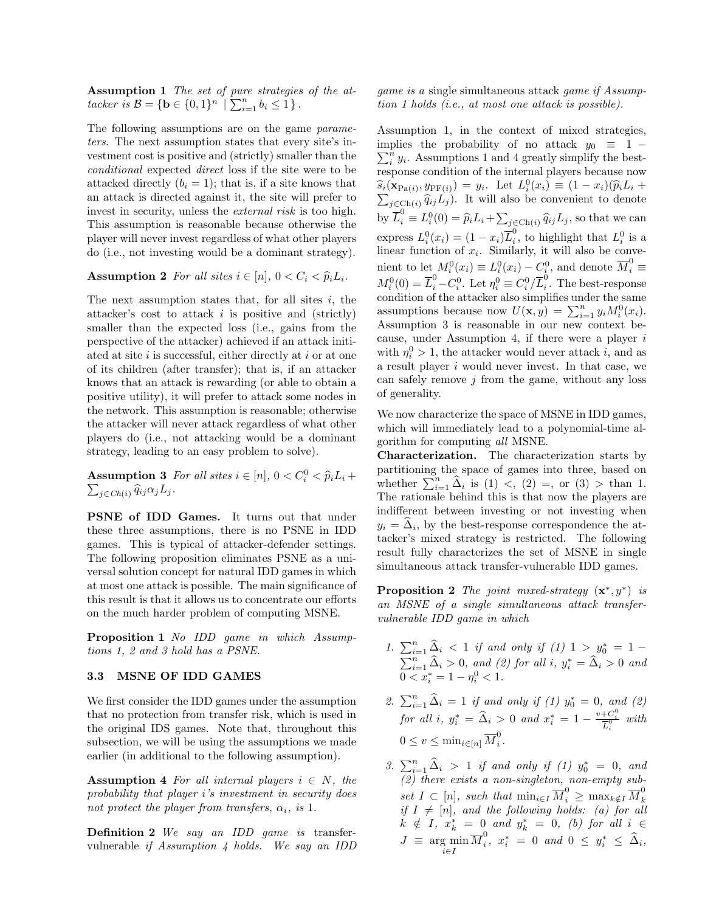**Assumption 1** *The set of pure strategies of the attacker is* $\mathcal{B} = \{\mathbf{b} \in \{0,1\}^n \mid \sum_{i=1}^n b_i \leq 1\}$.

The following assumptions are on the game *parameters*. The next assumption states that every site's investment cost is positive and (strictly) smaller than the *conditional* expected *direct* loss if the site were to be attacked directly ($b_i = 1$); that is, if a site knows that an attack is directed against it, the site will prefer to invest in security, unless the *external risk* is too high. This assumption is reasonable because otherwise the player will never invest regardless of what other players do (i.e., not investing would be a dominant strategy).

**Assumption 2** *For all sites* $i \in [n]$, $0 < C_i < \widehat{p}_i L_i$.

The next assumption states that, for all sites $i$, the attacker's cost to attack $i$ is positive and (strictly) smaller than the expected loss (i.e., gains from the perspective of the attacker) achieved if an attack initiated at site $i$ is successful, either directly at $i$ or at one of its children (after transfer); that is, if an attacker knows that an attack is rewarding (or able to obtain a positive utility), it will prefer to attack some nodes in the network. This assumption is reasonable; otherwise the attacker will never attack regardless of what other players do (i.e., not attacking would be a dominant strategy, leading to an easy problem to solve).

**Assumption 3** *For all sites* $i \in [n]$, $0 < C_i^0 < \widehat{p}_i L_i + \sum_{j \in Ch(i)} \widehat{q}_{ij} \alpha_j L_j$.

**PSNE of IDD Games.** It turns out that under these three assumptions, there is no PSNE in IDD games. This is typical of attacker-defender settings. The following proposition eliminates PSNE as a universal solution concept for natural IDD games in which at most one attack is possible. The main significance of this result is that it allows us to concentrate our efforts on the much harder problem of computing MSNE.

**Proposition 1** *No IDD game in which Assumptions 1, 2 and 3 hold has a PSNE.*

### 3.3 MSNE OF IDD GAMES

We first consider the IDD games under the assumption that no protection from transfer risk, which is used in the original IDS games. Note that, throughout this subsection, we will be using the assumptions we made earlier (in additional to the following assumption).

**Assumption 4** *For all internal players* $i \in N$*, the probability that player* $i$*'s investment in security does not protect the player from transfers,* $\alpha_i$*, is* 1.

**Definition 2** *We say an IDD game is* transfer-vulnerable *if Assumption 4 holds. We say an IDD game is a* single simultaneous attack *game if Assumption 1 holds (i.e., at most one attack is possible).*

Assumption 1, in the context of mixed strategies, implies the probability of no attack $y_0 \equiv 1 - \sum_i^n y_i$. Assumptions 1 and 4 greatly simplify the best-response condition of the internal players because now $\widehat{s}_i(\mathbf{x}_{\mathrm{Pa}(i)}, y_{\mathrm{PF}(i)}) = y_i$. Let $L_i^0(x_i) \equiv (1 - x_i)(\widehat{p}_i L_i + \sum_{j \in \mathrm{Ch}(i)} \widehat{q}_{ij} L_j)$. It will also be convenient to denote by $\overline{L}_i^0 \equiv L_i^0(0) = \widehat{p}_i L_i + \sum_{j \in \mathrm{Ch}(i)} \widehat{q}_{ij} L_j$, so that we can express $L_i^0(x_i) = (1 - x_i)\overline{L}_i^0$, to highlight that $L_i^0$ is a linear function of $x_i$. Similarly, it will also be convenient to let $M_i^0(x_i) \equiv L_i^0(x_i) - C_i^0$, and denote $\overline{M}_i^0 \equiv M_i^0(0) = \overline{L}_i^0 - C_i^0$. Let $\eta_i^0 \equiv C_i^0 / \overline{L}_i^0$. The best-response condition of the attacker also simplifies under the same assumptions because now $U(\mathbf{x}, y) = \sum_{i=1}^n y_i M_i^0(x_i)$. Assumption 3 is reasonable in our new context because, under Assumption 4, if there were a player $i$ with $\eta_i^0 > 1$, the attacker would never attack $i$, and as a result player $i$ would never invest. In that case, we can safely remove $j$ from the game, without any loss of generality.

We now characterize the space of MSNE in IDD games, which will immediately lead to a polynomial-time algorithm for computing *all* MSNE.

**Characterization.** The characterization starts by partitioning the space of games into three, based on whether $\sum_{i=1}^n \widehat{\Delta}_i$ is (1) $<$, (2) $=$, or (3) $>$ than 1. The rationale behind this is that now the players are indifferent between investing or not investing when $y_i = \widehat{\Delta}_i$, by the best-response correspondence the attacker's mixed strategy is restricted. The following result fully characterizes the set of MSNE in single simultaneous attack transfer-vulnerable IDD games.

**Proposition 2** *The joint mixed-strategy* $(\mathbf{x}^*, y^*)$ *is an MSNE of a single simultaneous attack transfer-vulnerable IDD game in which*

1. $\sum_{i=1}^n \widehat{\Delta}_i < 1$ *if and only if (1)* $1 > y_0^* = 1 - \sum_{i=1}^n \widehat{\Delta}_i > 0$*, and (2) for all* $i$*,* $y_i^* = \widehat{\Delta}_i > 0$ *and* $0 < x_i^* = 1 - \eta_i^0 < 1$.
2. $\sum_{i=1}^n \widehat{\Delta}_i = 1$ *if and only if (1)* $y_0^* = 0$*, and (2) for all* $i$*,* $y_i^* = \widehat{\Delta}_i > 0$ *and* $x_i^* = 1 - \frac{v + C_i^0}{\overline{L}_i^0}$ *with* $0 \leq v \leq \min_{i \in [n]} \overline{M}_i^0$.
3. $\sum_{i=1}^n \widehat{\Delta}_i > 1$ *if and only if (1)* $y_0^* = 0$*, and (2) there exists a non-singleton, non-empty subset* $I \subset [n]$*, such that* $\min_{i \in I} \overline{M}_i^0 \geq \max_{k \notin I} \overline{M}_k^0$ *if* $I \neq [n]$*, and the following holds: (a) for all* $k \notin I$*,* $x_k^* = 0$ *and* $y_k^* = 0$*, (b) for all* $i \in J \equiv \underset{i \in I}{\arg\min}\, \overline{M}_i^0$*,* $x_i^* = 0$ *and* $0 \leq y_i^* \leq \widehat{\Delta}_i$*,*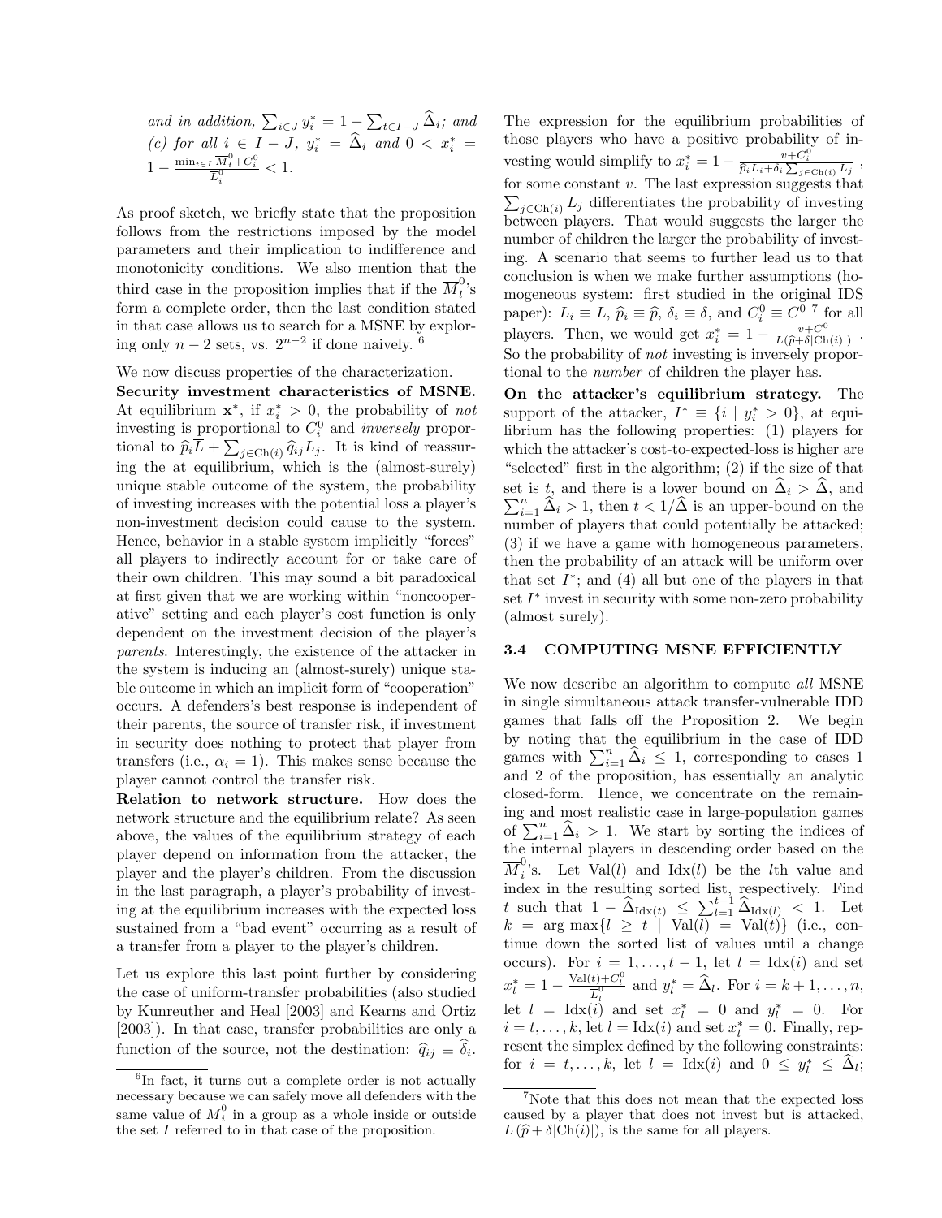*and in addition,* $\sum_{i \in J} y_i^* = 1 - \sum_{t \in I-J} \widehat{\Delta}_i$*; and (c) for all* $i \in I - J$*,* $y_i^* = \widehat{\Delta}_i$ *and* $0 < x_i^* = 1 - \frac{\min_{t \in I} \overline{M}_t^0 + C_i^0}{\overline{L}_i^0} < 1$.

As proof sketch, we briefly state that the proposition follows from the restrictions imposed by the model parameters and their implication to indifference and monotonicity conditions. We also mention that the third case in the proposition implies that if the $\overline{M}_l^0$'s form a complete order, then the last condition stated in that case allows us to search for a MSNE by exploring only $n-2$ sets, vs. $2^{n-2}$ if done naively. [6]

We now discuss properties of the characterization.

**Security investment characteristics of MSNE.** At equilibrium $\mathbf{x}^*$, if $x_i^* > 0$, the probability of *not* investing is proportional to $C_i^0$ and *inversely* proportional to $\widehat{p}_i\overline{L} + \sum_{j \in \text{Ch}(i)} \widehat{q}_{ij} L_j$. It is kind of reassuring the at equilibrium, which is the (almost-surely) unique stable outcome of the system, the probability of investing increases with the potential loss a player's non-investment decision could cause to the system. Hence, behavior in a stable system implicitly "forces" all players to indirectly account for or take care of their own children. This may sound a bit paradoxical at first given that we are working within "noncooperative" setting and each player's cost function is only dependent on the investment decision of the player's *parents*. Interestingly, the existence of the attacker in the system is inducing an (almost-surely) unique stable outcome in which an implicit form of "cooperation" occurs. A defenders's best response is independent of their parents, the source of transfer risk, if investment in security does nothing to protect that player from transfers (i.e., $\alpha_i = 1$). This makes sense because the player cannot control the transfer risk.

**Relation to network structure.** How does the network structure and the equilibrium relate? As seen above, the values of the equilibrium strategy of each player depend on information from the attacker, the player and the player's children. From the discussion in the last paragraph, a player's probability of investing at the equilibrium increases with the expected loss sustained from a "bad event" occurring as a result of a transfer from a player to the player's children.

Let us explore this last point further by considering the case of uniform-transfer probabilities (also studied by Kunreuther and Heal [2003] and Kearns and Ortiz [2003]). In that case, transfer probabilities are only a function of the source, not the destination: $\widehat{q}_{ij} \equiv \widehat{\delta}_i$. The expression for the equilibrium probabilities of those players who have a positive probability of investing would simplify to $x_i^* = 1 - \frac{v + C_i^0}{\widehat{p}_i L_i + \delta_i \sum_{j \in \text{Ch}(i)} L_j}$, for some constant $v$. The last expression suggests that $\sum_{j \in \text{Ch}(i)} L_j$ differentiates the probability of investing between players. That would suggests the larger the number of children the larger the probability of investing. A scenario that seems to further lead us to that conclusion is when we make further assumptions (homogeneous system: first studied in the original IDS paper): $L_i \equiv L$, $\widehat{p}_i \equiv \widehat{p}$, $\delta_i \equiv \delta$, and $C_i^0 \equiv C^0$ [7] for all players. Then, we would get $x_i^* = 1 - \frac{v + C^0}{L(\widehat{p} + \delta |\text{Ch}(i)|)}$. So the probability of *not* investing is inversely proportional to the *number* of children the player has.

**On the attacker's equilibrium strategy.** The support of the attacker, $I^* \equiv \{i \mid y_i^* > 0\}$, at equilibrium has the following properties: (1) players for which the attacker's cost-to-expected-loss is higher are "selected" first in the algorithm; (2) if the size of that set is $t$, and there is a lower bound on $\widehat{\Delta}_i > \widehat{\Delta}$, and $\sum_{i=1}^n \widehat{\Delta}_i > 1$, then $t < 1/\widehat{\Delta}$ is an upper-bound on the number of players that could potentially be attacked; (3) if we have a game with homogeneous parameters, then the probability of an attack will be uniform over that set $I^*$; and (4) all but one of the players in that set $I^*$ invest in security with some non-zero probability (almost surely).

### 3.4 COMPUTING MSNE EFFICIENTLY

We now describe an algorithm to compute *all* MSNE in single simultaneous attack transfer-vulnerable IDD games that falls off the Proposition 2. We begin by noting that the equilibrium in the case of IDD games with $\sum_{i=1}^n \widehat{\Delta}_i \leq 1$, corresponding to cases 1 and 2 of the proposition, has essentially an analytic closed-form. Hence, we concentrate on the remaining and most realistic case in large-population games of $\sum_{i=1}^n \widehat{\Delta}_i > 1$. We start by sorting the indices of the internal players in descending order based on the $\overline{M}_i^0$'s. Let $\text{Val}(l)$ and $\text{Idx}(l)$ be the $l$th value and index in the resulting sorted list, respectively. Find $t$ such that $1 - \widehat{\Delta}_{\text{Idx}(t)} \leq \sum_{l=1}^{t-1} \widehat{\Delta}_{\text{Idx}(l)} < 1$. Let $k = \arg\max\{l \geq t \mid \text{Val}(l) = \text{Val}(t)\}$ (i.e., continue down the sorted list of values until a change occurs). For $i = 1, \ldots, t-1$, let $l = \text{Idx}(i)$ and set $x_l^* = 1 - \frac{\text{Val}(t) + C_l^0}{\overline{L}_l^0}$ and $y_l^* = \widehat{\Delta}_l$. For $i = k+1, \ldots, n$, let $l = \text{Idx}(i)$ and set $x_l^* = 0$ and $y_l^* = 0$. For $i = t, \ldots, k$, let $l = \text{Idx}(i)$ and set $x_l^* = 0$. Finally, represent the simplex defined by the following constraints: for $i = t, \ldots, k$, let $l = \text{Idx}(i)$ and $0 \leq y_l^* \leq \widehat{\Delta}_l$;

[6] In fact, it turns out a complete order is not actually necessary because we can safely move all defenders with the same value of $\overline{M}_i^0$ in a group as a whole inside or outside the set $I$ referred to in that case of the proposition.

[7] Note that this does not mean that the expected loss caused by a player that does not invest but is attacked, $L(\widehat{p} + \delta|\text{Ch}(i)|)$, is the same for all players.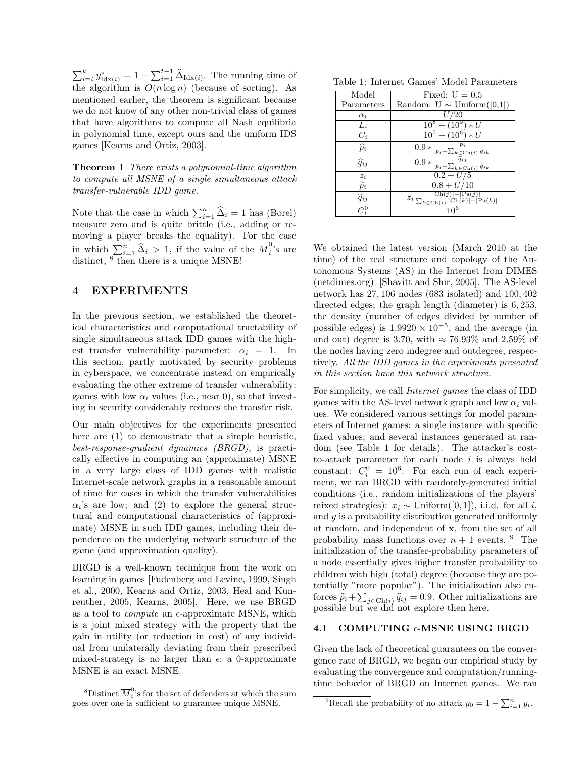$\sum_{i=t}^{k} y^*_{\text{Idx}(i)} = 1 - \sum_{i=1}^{t-1} \widehat{\Delta}_{\text{Idx}(i)}$. The running time of the algorithm is $O(n \log n)$ (because of sorting). As mentioned earlier, the theorem is significant because we do not know of any other non-trivial class of games that have algorithms to compute all Nash equilibria in polynomial time, except ours and the uniform IDS games [Kearns and Ortiz, 2003].

**Theorem 1** *There exists a polynomial-time algorithm to compute all MSNE of a single simultaneous attack transfer-vulnerable IDD game.*

Note that the case in which $\sum_{i=1}^{n} \widehat{\Delta}_i = 1$ has (Borel) measure zero and is quite brittle (i.e., adding or removing a player breaks the equality). For the case in which $\sum_{i=1}^{n} \widehat{\Delta}_i > 1$, if the value of the $\overline{M}_i^0$'s are distinct, [8] then there is a unique MSNE!

## 4 EXPERIMENTS

In the previous section, we established the theoretical characteristics and computational tractability of single simultaneous attack IDD games with the highest transfer vulnerability parameter: $\alpha_i = 1$. In this section, partly motivated by security problems in cyberspace, we concentrate instead on empirically evaluating the other extreme of transfer vulnerability: games with low $\alpha_i$ values (i.e., near 0), so that investing in security considerably reduces the transfer risk.

Our main objectives for the experiments presented here are (1) to demonstrate that a simple heuristic, *best-response-gradient dynamics (BRGD)*, is practically effective in computing an (approximate) MSNE in a very large class of IDD games with realistic Internet-scale network graphs in a reasonable amount of time for cases in which the transfer vulnerabilities $\alpha_i$'s are low; and (2) to explore the general structural and computational characteristics of (approximate) MSNE in such IDD games, including their dependence on the underlying network structure of the game (and approximation quality).

BRGD is a well-known technique from the work on learning in games [Fudenberg and Levine, 1999, Singh et al., 2000, Kearns and Ortiz, 2003, Heal and Kunreuther, 2005, Kearns, 2005]. Here, we use BRGD as a tool to *compute* an $\epsilon$-approximate MSNE, which is a joint mixed strategy with the property that the gain in utility (or reduction in cost) of any individual from unilaterally deviating from their prescribed mixed-strategy is no larger than $\epsilon$; a 0-approximate MSNE is an exact MSNE.

[8] Distinct $\overline{M}_i^0$'s for the set of defenders at which the sum goes over one is sufficient to guarantee unique MSNE.

Table 1: Internet Games' Model Parameters

| Model Parameters | Fixed: U = 0.5 <br> Random: U ∼ Uniform([0,1]) |
|---|---|
| $\alpha_i$ | $U/20$ |
| $L_i$ | $10^8 + (10^9) * U$ |
| $C_i$ | $10^5 + (10^6) * U$ |
| $\widehat{p}_i$ | $0.9 * \frac{p_i}{p_i + \sum_{k \in \text{Ch}(i)} q_{ik}}$ |
| $\widehat{q}_{ij}$ | $0.9 * \frac{q_{ij}}{p_i + \sum_{k \in \text{Ch}(i)} q_{ik}}$ |
| $z_i$ | $0.2 + U/5$ |
| $\widetilde{p}_i$ | $0.8 + U/10$ |
| $\widetilde{q}_{ij}$ | $z_i \frac{\lvert\text{Ch}(j)\rvert + \lvert\text{Pa}(j)\rvert}{\sum_{k \in \text{Ch}(i)} \lvert\text{Ch}(k)\rvert + \lvert\text{Pa}(k)\rvert}$ |
| $C_i^0$ | $10^6$ |

We obtained the latest version (March 2010 at the time) of the real structure and topology of the Autonomous Systems (AS) in the Internet from DIMES (netdimes.org) [Shavitt and Shir, 2005]. The AS-level network has 27,106 nodes (683 isolated) and 100,402 directed edges; the graph length (diameter) is 6,253, the density (number of edges divided by number of possible edges) is $1.9920 \times 10^{-5}$, and the average (in and out) degree is 3.70, with ≈ 76.93% and 2.59% of the nodes having zero indegree and outdegree, respectively. *All the IDD games in the experiments presented in this section have this network structure.*

For simplicity, we call *Internet games* the class of IDD games with the AS-level network graph and low $\alpha_i$ values. We considered various settings for model parameters of Internet games: a single instance with specific fixed values; and several instances generated at random (see Table 1 for details). The attacker's cost-to-attack parameter for each node $i$ is always held constant: $C_i^0 = 10^6$. For each run of each experiment, we ran BRGD with randomly-generated initial conditions (i.e., random initializations of the players' mixed strategies): $x_i \sim \text{Uniform}([0,1])$, i.i.d. for all $i$, and $y$ is a probability distribution generated uniformly at random, and independent of $\mathbf{x}$, from the set of all probability mass functions over $n+1$ events. [9] The initialization of the transfer-probability parameters of a node essentially gives higher transfer probability to children with high (total) degree (because they are potentially "more popular"). The initialization also enforces $\widehat{p}_i + \sum_{j \in \text{Ch}(i)} \widehat{q}_{ij} = 0.9$. Other initializations are possible but we did not explore then here.

### 4.1 COMPUTING $\epsilon$-MSNE USING BRGD

Given the lack of theoretical guarantees on the convergence rate of BRGD, we began our empirical study by evaluating the convergence and computation/running-time behavior of BRGD on Internet games. We ran

[9] Recall the probability of no attack $y_0 = 1 - \sum_{i=1}^{n} y_i$.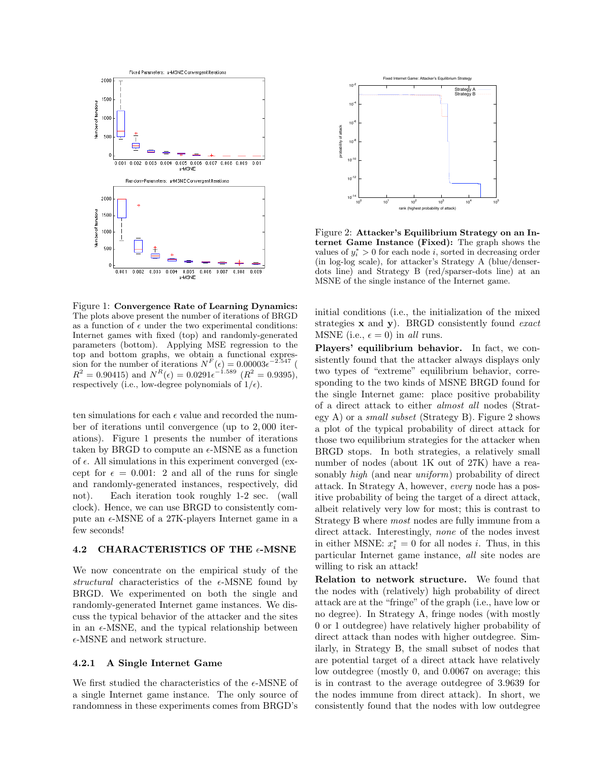Figure 1: **Convergence Rate of Learning Dynamics:** The plots above present the number of iterations of BRGD as a function of $\epsilon$ under the two experimental conditions: Internet games with fixed (top) and randomly-generated parameters (bottom). Applying MSE regression to the top and bottom graphs, we obtain a functional expression for the number of iterations $N^F(\epsilon) = 0.00003\epsilon^{-2.547}$ ( $R^2 = 0.90415$) and $N^R(\epsilon) = 0.0291\epsilon^{-1.589}$ ($R^2 = 0.9395$), respectively (i.e., low-degree polynomials of $1/\epsilon$).

ten simulations for each $\epsilon$ value and recorded the number of iterations until convergence (up to 2,000 iterations). Figure 1 presents the number of iterations taken by BRGD to compute an $\epsilon$-MSNE as a function of $\epsilon$. All simulations in this experiment converged (except for $\epsilon = 0.001$: 2 and all of the runs for single and randomly-generated instances, respectively, did not). Each iteration took roughly 1-2 sec. (wall clock). Hence, we can use BRGD to consistently compute an $\epsilon$-MSNE of a 27K-players Internet game in a few seconds!

### 4.2 CHARACTERISTICS OF THE $\epsilon$-MSNE

We now concentrate on the empirical study of the *structural* characteristics of the $\epsilon$-MSNE found by BRGD. We experimented on both the single and randomly-generated Internet game instances. We discuss the typical behavior of the attacker and the sites in an $\epsilon$-MSNE, and the typical relationship between $\epsilon$-MSNE and network structure.

#### 4.2.1 A Single Internet Game

We first studied the characteristics of the $\epsilon$-MSNE of a single Internet game instance. The only source of randomness in these experiments comes from BRGD's initial conditions (i.e., the initialization of the mixed strategies $\mathbf{x}$ and $\mathbf{y}$). BRGD consistently found *exact* MSNE (i.e., $\epsilon = 0$) in *all* runs.

Figure 2: **Attacker's Equilibrium Strategy on an Internet Game Instance (Fixed):** The graph shows the values of $y_i^* > 0$ for each node $i$, sorted in decreasing order (in log-log scale), for attacker's Strategy A (blue/denser-dots line) and Strategy B (red/sparser-dots line) at an MSNE of the single instance of the Internet game.

**Players' equilibrium behavior.** In fact, we consistently found that the attacker always displays only two types of "extreme" equilibrium behavior, corresponding to the two kinds of MSNE BRGD found for the single Internet game: place positive probability of a direct attack to either *almost all* nodes (Strategy A) or a *small subset* (Strategy B). Figure 2 shows a plot of the typical probability of direct attack for those two equilibrium strategies for the attacker when BRGD stops. In both strategies, a relatively small number of nodes (about 1K out of 27K) have a reasonably *high* (and near *uniform*) probability of direct attack. In Strategy A, however, *every* node has a positive probability of being the target of a direct attack, albeit relatively very low for most; this is contrast to Strategy B where *most* nodes are fully immune from a direct attack. Interestingly, *none* of the nodes invest in either MSNE: $x_i^* = 0$ for all nodes $i$. Thus, in this particular Internet game instance, *all* site nodes are willing to risk an attack!

**Relation to network structure.** We found that the nodes with (relatively) high probability of direct attack are at the "fringe" of the graph (i.e., have low or no degree). In Strategy A, fringe nodes (with mostly 0 or 1 outdegree) have relatively higher probability of direct attack than nodes with higher outdegree. Similarly, in Strategy B, the small subset of nodes that are potential target of a direct attack have relatively low outdegree (mostly 0, and 0.0067 on average; this is in contrast to the average outdegree of 3.9639 for the nodes immune from direct attack). In short, we consistently found that the nodes with low outdegree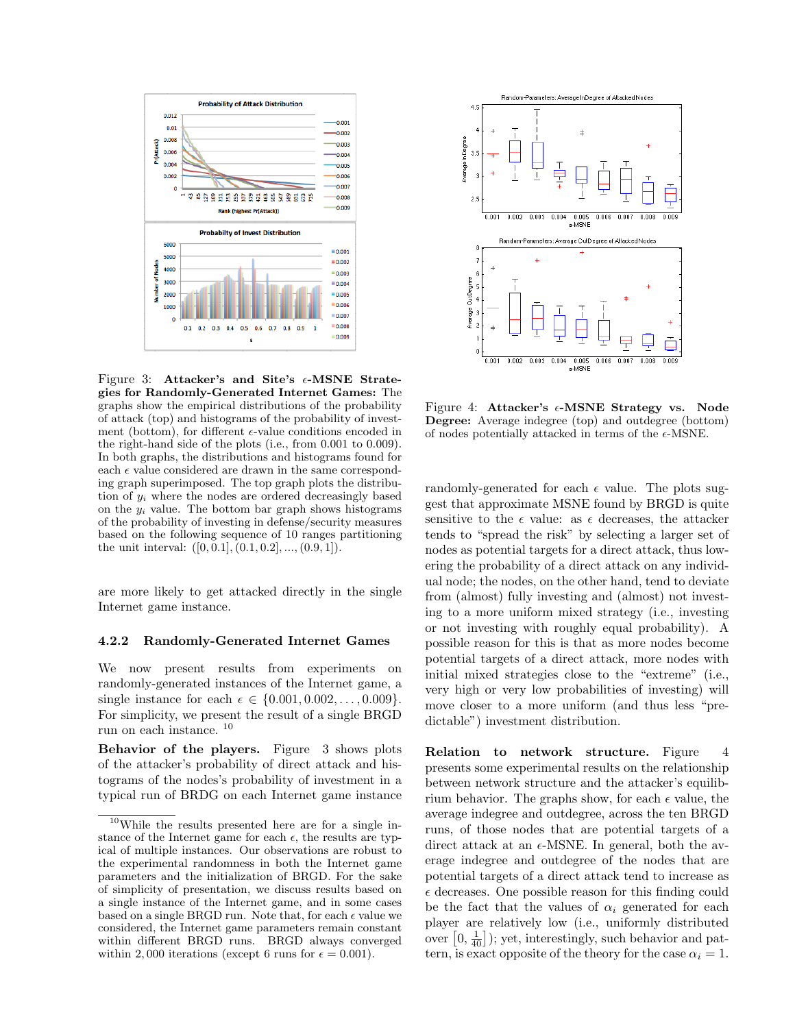Figure 3: **Attacker's and Site's $\epsilon$-MSNE Strategies for Randomly-Generated Internet Games:** The graphs show the empirical distributions of the probability of attack (top) and histograms of the probability of investment (bottom), for different $\epsilon$-value conditions encoded in the right-hand side of the plots (i.e., from 0.001 to 0.009). In both graphs, the distributions and histograms found for each $\epsilon$ value considered are drawn in the same corresponding graph superimposed. The top graph plots the distribution of $y_i$ where the nodes are ordered decreasingly based on the $y_i$ value. The bottom bar graph shows histograms of the probability of investing in defense/security measures based on the following sequence of 10 ranges partitioning the unit interval: $([0, 0.1], (0.1, 0.2], ..., (0.9, 1])$.

are more likely to get attacked directly in the single Internet game instance.

### 4.2.2 Randomly-Generated Internet Games

We now present results from experiments on randomly-generated instances of the Internet game, a single instance for each $\epsilon \in \{0.001, 0.002, \ldots, 0.009\}$. For simplicity, we present the result of a single BRGD run on each instance. [10]

**Behavior of the players.** Figure 3 shows plots of the attacker's probability of direct attack and histograms of the nodes's probability of investment in a typical run of BRDG on each Internet game instance randomly-generated for each $\epsilon$ value. The plots suggest that approximate MSNE found by BRGD is quite sensitive to the $\epsilon$ value: as $\epsilon$ decreases, the attacker tends to "spread the risk" by selecting a larger set of nodes as potential targets for a direct attack, thus lowering the probability of a direct attack on any individual node; the nodes, on the other hand, tend to deviate from (almost) fully investing and (almost) not investing to a more uniform mixed strategy (i.e., investing or not investing with roughly equal probability). A possible reason for this is that as more nodes become potential targets of a direct attack, more nodes with initial mixed strategies close to the "extreme" (i.e., very high or very low probabilities of investing) will move closer to a more uniform (and thus less "predictable") investment distribution.

Figure 4: **Attacker's $\epsilon$-MSNE Strategy vs. Node Degree:** Average indegree (top) and outdegree (bottom) of nodes potentially attacked in terms of the $\epsilon$-MSNE.

**Relation to network structure.** Figure 4 presents some experimental results on the relationship between network structure and the attacker's equilibrium behavior. The graphs show, for each $\epsilon$ value, the average indegree and outdegree, across the ten BRGD runs, of those nodes that are potential targets of a direct attack at an $\epsilon$-MSNE. In general, both the average indegree and outdegree of the nodes that are potential targets of a direct attack tend to increase as $\epsilon$ decreases. One possible reason for this finding could be the fact that the values of $\alpha_i$ generated for each player are relatively low (i.e., uniformly distributed over $\left[0, \frac{1}{40}\right]$); yet, interestingly, such behavior and pattern, is exact opposite of the theory for the case $\alpha_i = 1$.

[10] While the results presented here are for a single instance of the Internet game for each $\epsilon$, the results are typical of multiple instances. Our observations are robust to the experimental randomness in both the Internet game parameters and the initialization of BRGD. For the sake of simplicity of presentation, we discuss results based on a single instance of the Internet game, and in some cases based on a single BRGD run. Note that, for each $\epsilon$ value we considered, the Internet game parameters remain constant within different BRGD runs. BRGD always converged within 2,000 iterations (except 6 runs for $\epsilon = 0.001$).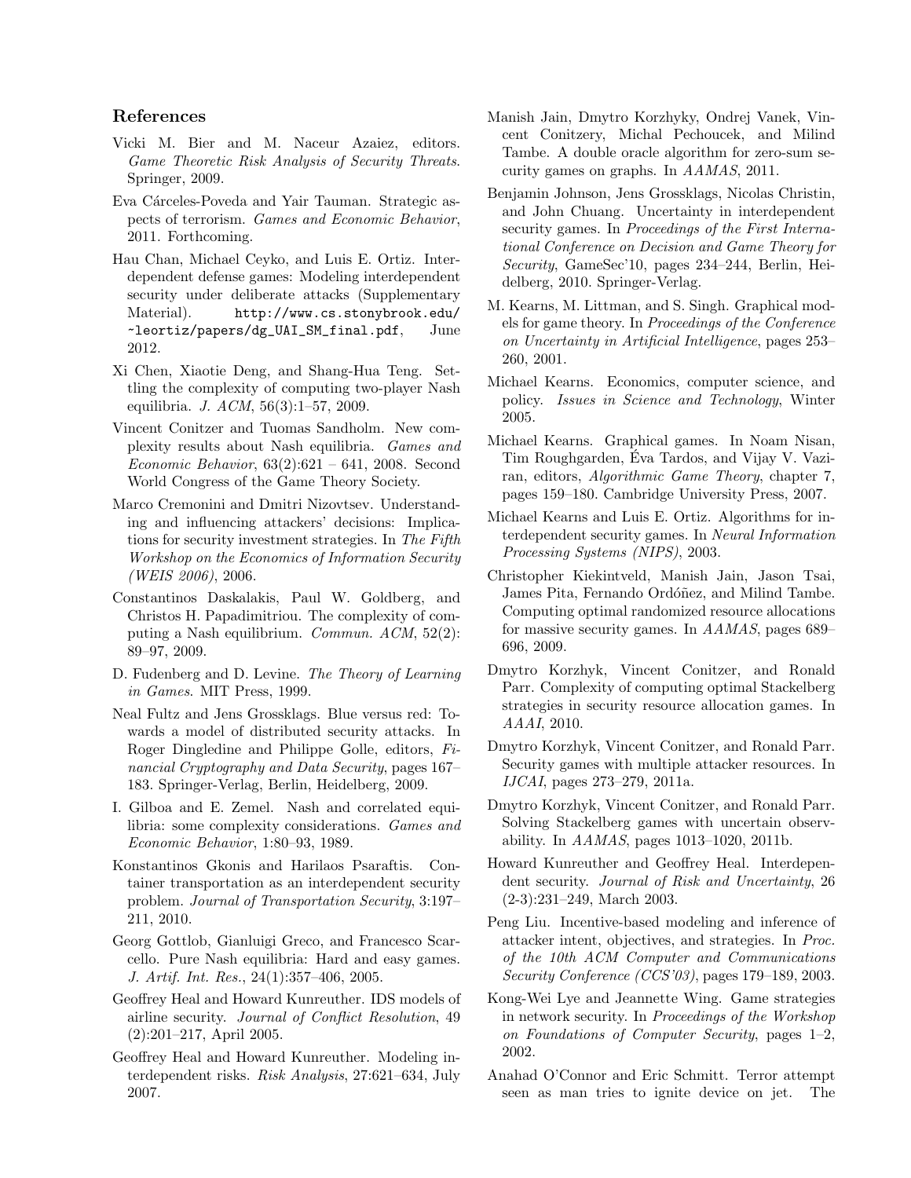## References

Vicki M. Bier and M. Naceur Azaiez, editors. *Game Theoretic Risk Analysis of Security Threats*. Springer, 2009.

Eva Cárceles-Poveda and Yair Tauman. Strategic aspects of terrorism. *Games and Economic Behavior*, 2011. Forthcoming.

Hau Chan, Michael Ceyko, and Luis E. Ortiz. Interdependent defense games: Modeling interdependent security under deliberate attacks (Supplementary Material). `http://www.cs.stonybrook.edu/~leortiz/papers/dg_UAI_SM_final.pdf`, June 2012.

Xi Chen, Xiaotie Deng, and Shang-Hua Teng. Settling the complexity of computing two-player Nash equilibria. *J. ACM*, 56(3):1–57, 2009.

Vincent Conitzer and Tuomas Sandholm. New complexity results about Nash equilibria. *Games and Economic Behavior*, 63(2):621 – 641, 2008. Second World Congress of the Game Theory Society.

Marco Cremonini and Dmitri Nizovtsev. Understanding and influencing attackers' decisions: Implications for security investment strategies. In *The Fifth Workshop on the Economics of Information Security (WEIS 2006)*, 2006.

Constantinos Daskalakis, Paul W. Goldberg, and Christos H. Papadimitriou. The complexity of computing a Nash equilibrium. *Commun. ACM*, 52(2): 89–97, 2009.

D. Fudenberg and D. Levine. *The Theory of Learning in Games*. MIT Press, 1999.

Neal Fultz and Jens Grossklags. Blue versus red: Towards a model of distributed security attacks. In Roger Dingledine and Philippe Golle, editors, *Financial Cryptography and Data Security*, pages 167–183. Springer-Verlag, Berlin, Heidelberg, 2009.

I. Gilboa and E. Zemel. Nash and correlated equilibria: some complexity considerations. *Games and Economic Behavior*, 1:80–93, 1989.

Konstantinos Gkonis and Harilaos Psaraftis. Container transportation as an interdependent security problem. *Journal of Transportation Security*, 3:197–211, 2010.

Georg Gottlob, Gianluigi Greco, and Francesco Scarcello. Pure Nash equilibria: Hard and easy games. *J. Artif. Int. Res.*, 24(1):357–406, 2005.

Geoffrey Heal and Howard Kunreuther. IDS models of airline security. *Journal of Conflict Resolution*, 49 (2):201–217, April 2005.

Geoffrey Heal and Howard Kunreuther. Modeling interdependent risks. *Risk Analysis*, 27:621–634, July 2007.

Manish Jain, Dmytro Korzhyky, Ondrej Vanek, Vincent Conitzery, Michal Pechoucek, and Milind Tambe. A double oracle algorithm for zero-sum security games on graphs. In *AAMAS*, 2011.

Benjamin Johnson, Jens Grossklags, Nicolas Christin, and John Chuang. Uncertainty in interdependent security games. In *Proceedings of the First International Conference on Decision and Game Theory for Security*, GameSec'10, pages 234–244, Berlin, Heidelberg, 2010. Springer-Verlag.

M. Kearns, M. Littman, and S. Singh. Graphical models for game theory. In *Proceedings of the Conference on Uncertainty in Artificial Intelligence*, pages 253–260, 2001.

Michael Kearns. Economics, computer science, and policy. *Issues in Science and Technology*, Winter 2005.

Michael Kearns. Graphical games. In Noam Nisan, Tim Roughgarden, Éva Tardos, and Vijay V. Vazirani, editors, *Algorithmic Game Theory*, chapter 7, pages 159–180. Cambridge University Press, 2007.

Michael Kearns and Luis E. Ortiz. Algorithms for interdependent security games. In *Neural Information Processing Systems (NIPS)*, 2003.

Christopher Kiekintveld, Manish Jain, Jason Tsai, James Pita, Fernando Ordóñez, and Milind Tambe. Computing optimal randomized resource allocations for massive security games. In *AAMAS*, pages 689–696, 2009.

Dmytro Korzhyk, Vincent Conitzer, and Ronald Parr. Complexity of computing optimal Stackelberg strategies in security resource allocation games. In *AAAI*, 2010.

Dmytro Korzhyk, Vincent Conitzer, and Ronald Parr. Security games with multiple attacker resources. In *IJCAI*, pages 273–279, 2011a.

Dmytro Korzhyk, Vincent Conitzer, and Ronald Parr. Solving Stackelberg games with uncertain observability. In *AAMAS*, pages 1013–1020, 2011b.

Howard Kunreuther and Geoffrey Heal. Interdependent security. *Journal of Risk and Uncertainty*, 26 (2-3):231–249, March 2003.

Peng Liu. Incentive-based modeling and inference of attacker intent, objectives, and strategies. In *Proc. of the 10th ACM Computer and Communications Security Conference (CCS'03)*, pages 179–189, 2003.

Kong-Wei Lye and Jeannette Wing. Game strategies in network security. In *Proceedings of the Workshop on Foundations of Computer Security*, pages 1–2, 2002.

Anahad O'Connor and Eric Schmitt. Terror attempt seen as man tries to ignite device on jet. The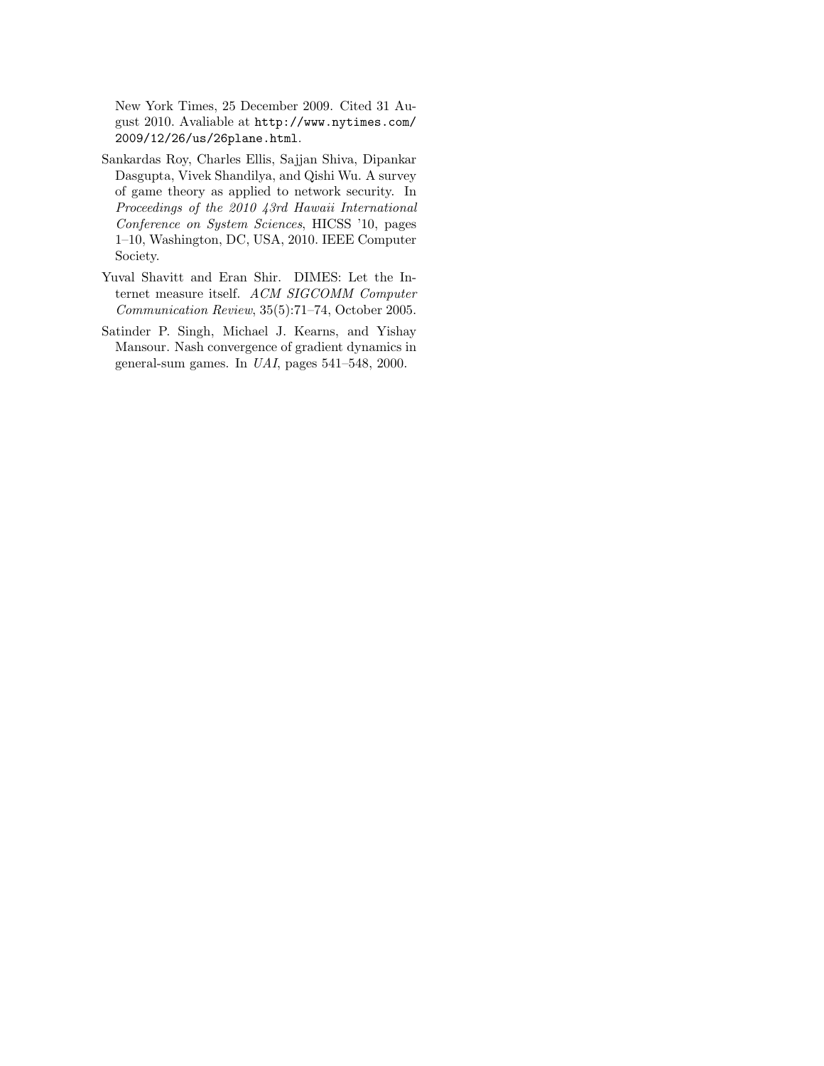New York Times, 25 December 2009. Cited 31 August 2010. Avaliable at http://www.nytimes.com/2009/12/26/us/26plane.html.

Sankardas Roy, Charles Ellis, Sajjan Shiva, Dipankar Dasgupta, Vivek Shandilya, and Qishi Wu. A survey of game theory as applied to network security. In *Proceedings of the 2010 43rd Hawaii International Conference on System Sciences*, HICSS '10, pages 1–10, Washington, DC, USA, 2010. IEEE Computer Society.

Yuval Shavitt and Eran Shir. DIMES: Let the Internet measure itself. *ACM SIGCOMM Computer Communication Review*, 35(5):71–74, October 2005.

Satinder P. Singh, Michael J. Kearns, and Yishay Mansour. Nash convergence of gradient dynamics in general-sum games. In *UAI*, pages 541–548, 2000.